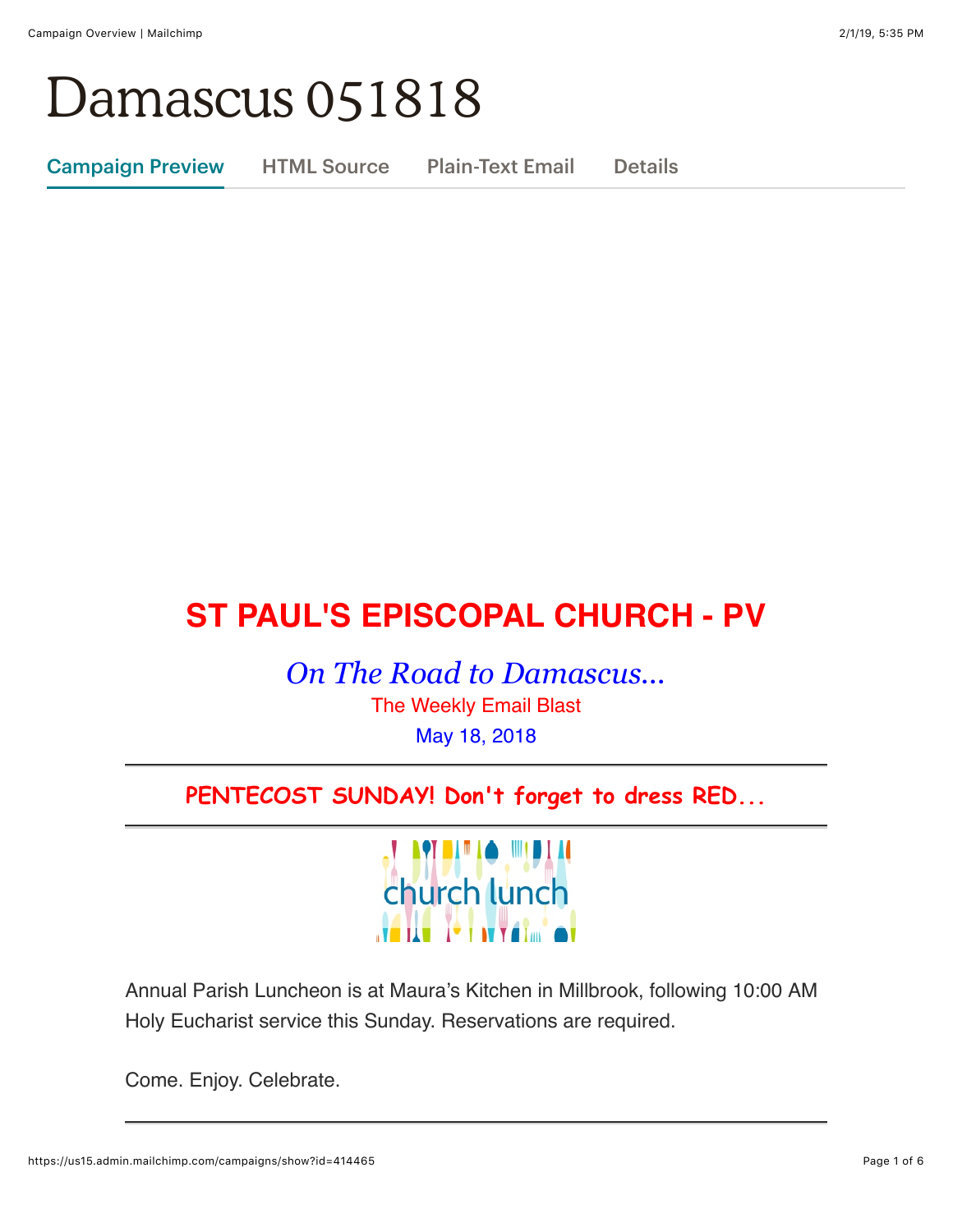# Damascus 051818

Campaign Preview | HTML Source | Plain-Text Email | Details

## ST PAUL'S EPISCOPAL CHURCH - PV

*On The Road to Damascus...*

The Weekly Email Blast

May 18, 2018

---

**PENTECOST SUNDAY! Don't forget to dress RED...**

---

church lunch

Annual Parish Luncheon is at Maura's Kitchen in Millbrook, following 10:00 AM Holy Eucharist service this Sunday. Reservations are required.

Come. Enjoy. Celebrate.

---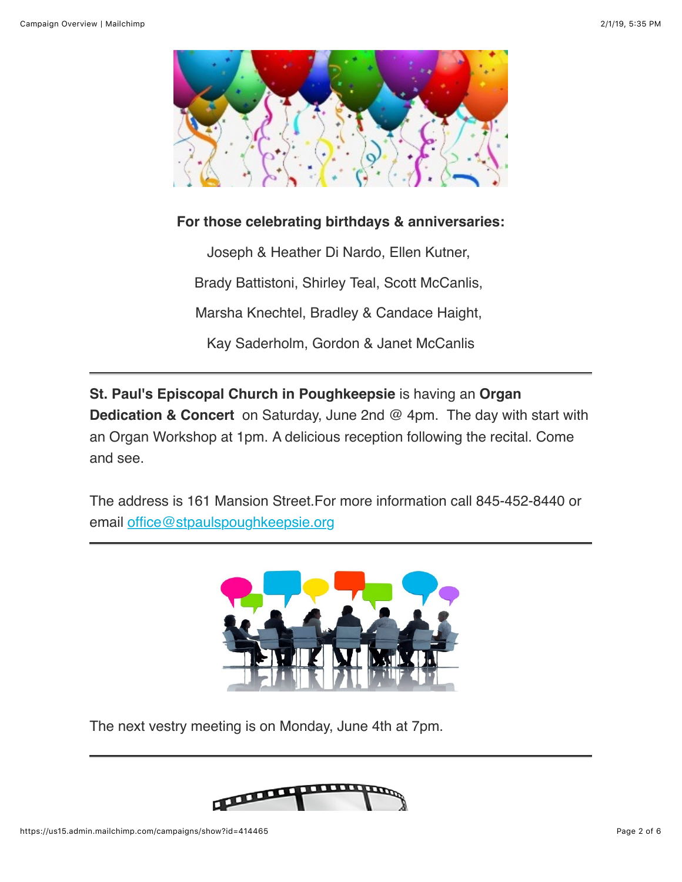**For those celebrating birthdays & anniversaries:**

Joseph & Heather Di Nardo, Ellen Kutner,

Brady Battistoni, Shirley Teal, Scott McCanlis,

Marsha Knechtel, Bradley & Candace Haight,

Kay Saderholm, Gordon & Janet McCanlis

---

**St. Paul's Episcopal Church in Poughkeepsie** is having an **Organ Dedication & Concert** on Saturday, June 2nd @ 4pm. The day with start with an Organ Workshop at 1pm. A delicious reception following the recital. Come and see.

The address is 161 Mansion Street.For more information call 845-452-8440 or email office@stpaulspoughkeepsie.org

---

The next vestry meeting is on Monday, June 4th at 7pm.

---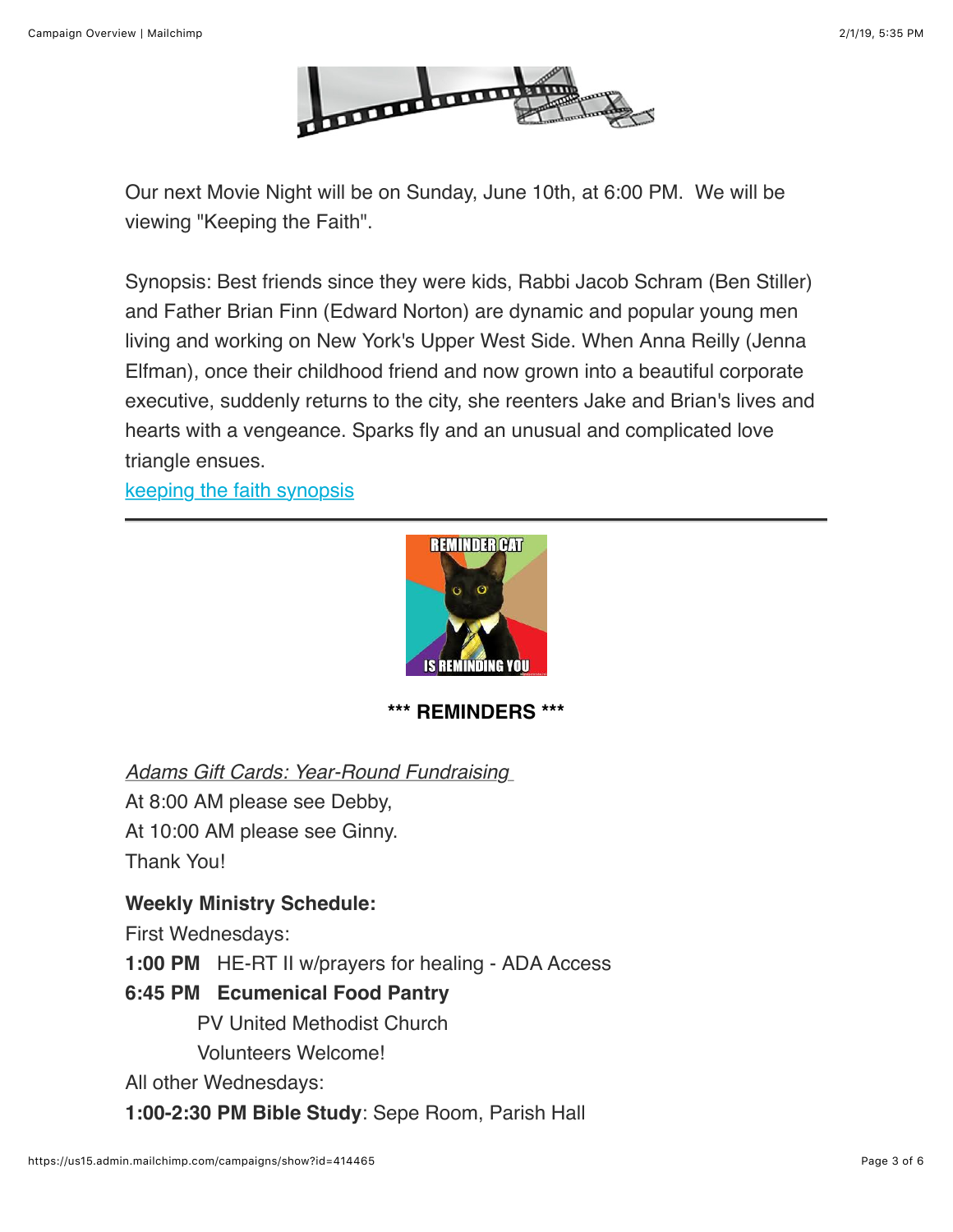Our next Movie Night will be on Sunday, June 10th, at 6:00 PM.  We will be viewing "Keeping the Faith".

Synopsis: Best friends since they were kids, Rabbi Jacob Schram (Ben Stiller) and Father Brian Finn (Edward Norton) are dynamic and popular young men living and working on New York's Upper West Side. When Anna Reilly (Jenna Elfman), once their childhood friend and now grown into a beautiful corporate executive, suddenly returns to the city, she reenters Jake and Brian's lives and hearts with a vengeance. Sparks fly and an unusual and complicated love triangle ensues.
keeping the faith synopsis

---

**\*\*\* REMINDERS \*\*\***

*Adams Gift Cards: Year-Round Fundraising*
At 8:00 AM please see Debby,
At 10:00 AM please see Ginny.
Thank You!

**Weekly Ministry Schedule:**
First Wednesdays:
**1:00 PM** HE-RT II w/prayers for healing - ADA Access
**6:45 PM Ecumenical Food Pantry**
PV United Methodist Church
Volunteers Welcome!
All other Wednesdays:
**1:00-2:30 PM Bible Study**: Sepe Room, Parish Hall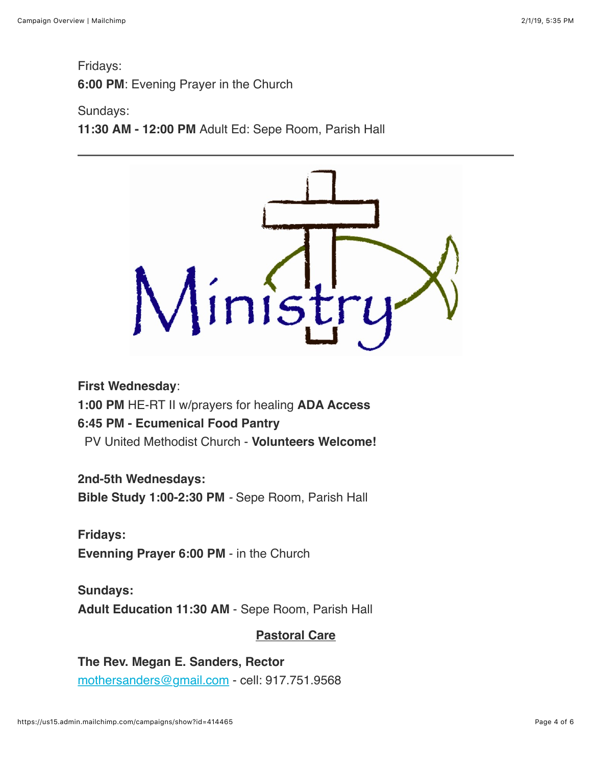Fridays:
**6:00 PM**: Evening Prayer in the Church

Sundays:
**11:30 AM - 12:00 PM** Adult Ed: Sepe Room, Parish Hall

---

Ministry

**First Wednesday**:
**1:00 PM** HE-RT II w/prayers for healing **ADA Access**
**6:45 PM - Ecumenical Food Pantry**
PV United Methodist Church - **Volunteers Welcome!**

**2nd-5th Wednesdays:**
**Bible Study 1:00-2:30 PM** - Sepe Room, Parish Hall

**Fridays:**
**Evenning Prayer 6:00 PM** - in the Church

**Sundays:**
**Adult Education 11:30 AM** - Sepe Room, Parish Hall

**Pastoral Care**

**The Rev. Megan E. Sanders, Rector**
mothersanders@gmail.com - cell: 917.751.9568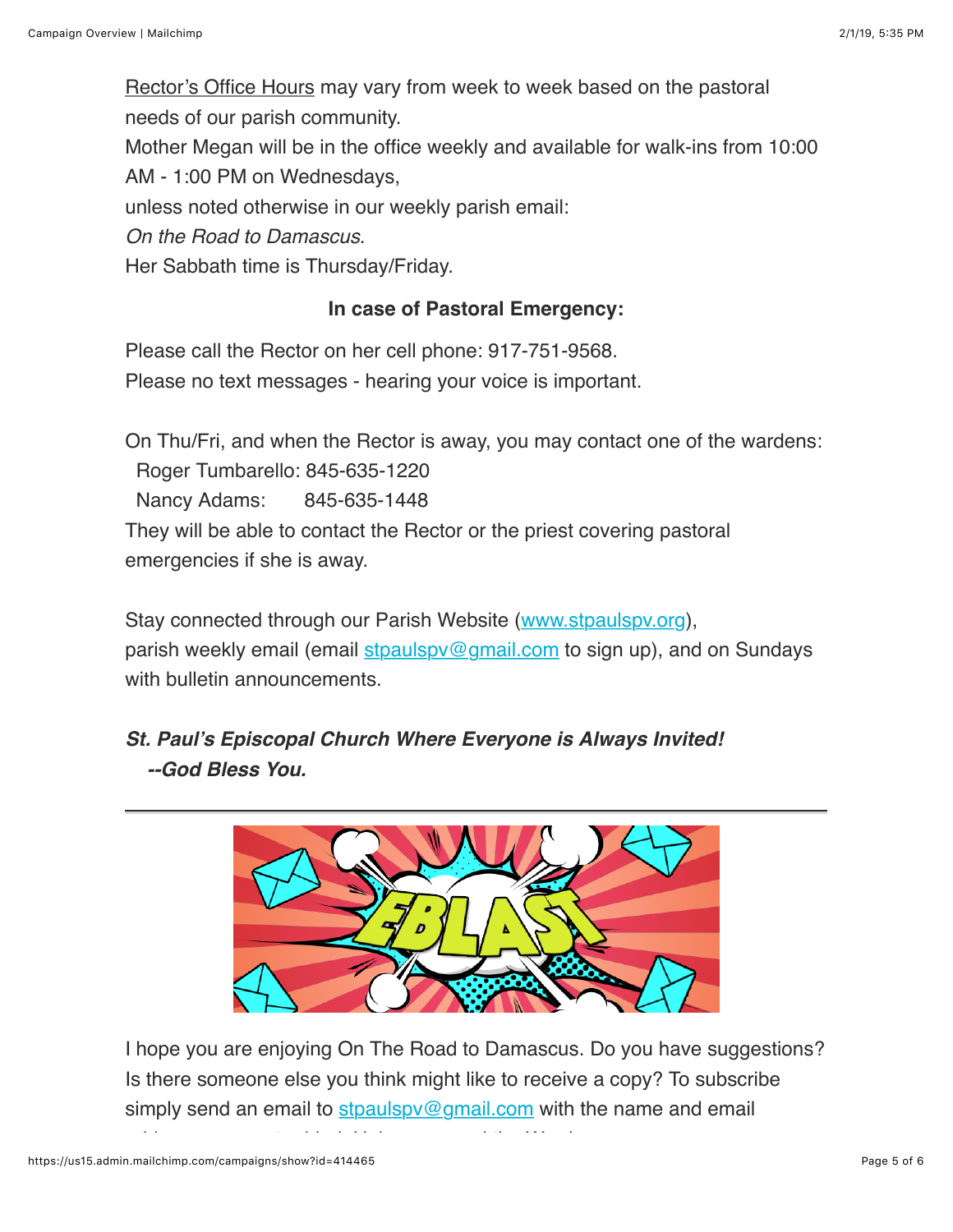Rector's Office Hours may vary from week to week based on the pastoral needs of our parish community.
Mother Megan will be in the office weekly and available for walk-ins from 10:00 AM - 1:00 PM on Wednesdays,
unless noted otherwise in our weekly parish email:
*On the Road to Damascus*.
Her Sabbath time is Thursday/Friday.

**In case of Pastoral Emergency:**

Please call the Rector on her cell phone: 917-751-9568.
Please no text messages - hearing your voice is important.

On Thu/Fri, and when the Rector is away, you may contact one of the wardens:
Roger Tumbarello: 845-635-1220
Nancy Adams: 845-635-1448
They will be able to contact the Rector or the priest covering pastoral emergencies if she is away.

Stay connected through our Parish Website (www.stpaulspv.org), parish weekly email (email stpaulspv@gmail.com to sign up), and on Sundays with bulletin announcements.

***St. Paul's Episcopal Church Where Everyone is Always Invited!***
***--God Bless You.***

---

I hope you are enjoying On The Road to Damascus. Do you have suggestions? Is there someone else you think might like to receive a copy? To subscribe simply send an email to stpaulspv@gmail.com with the name and email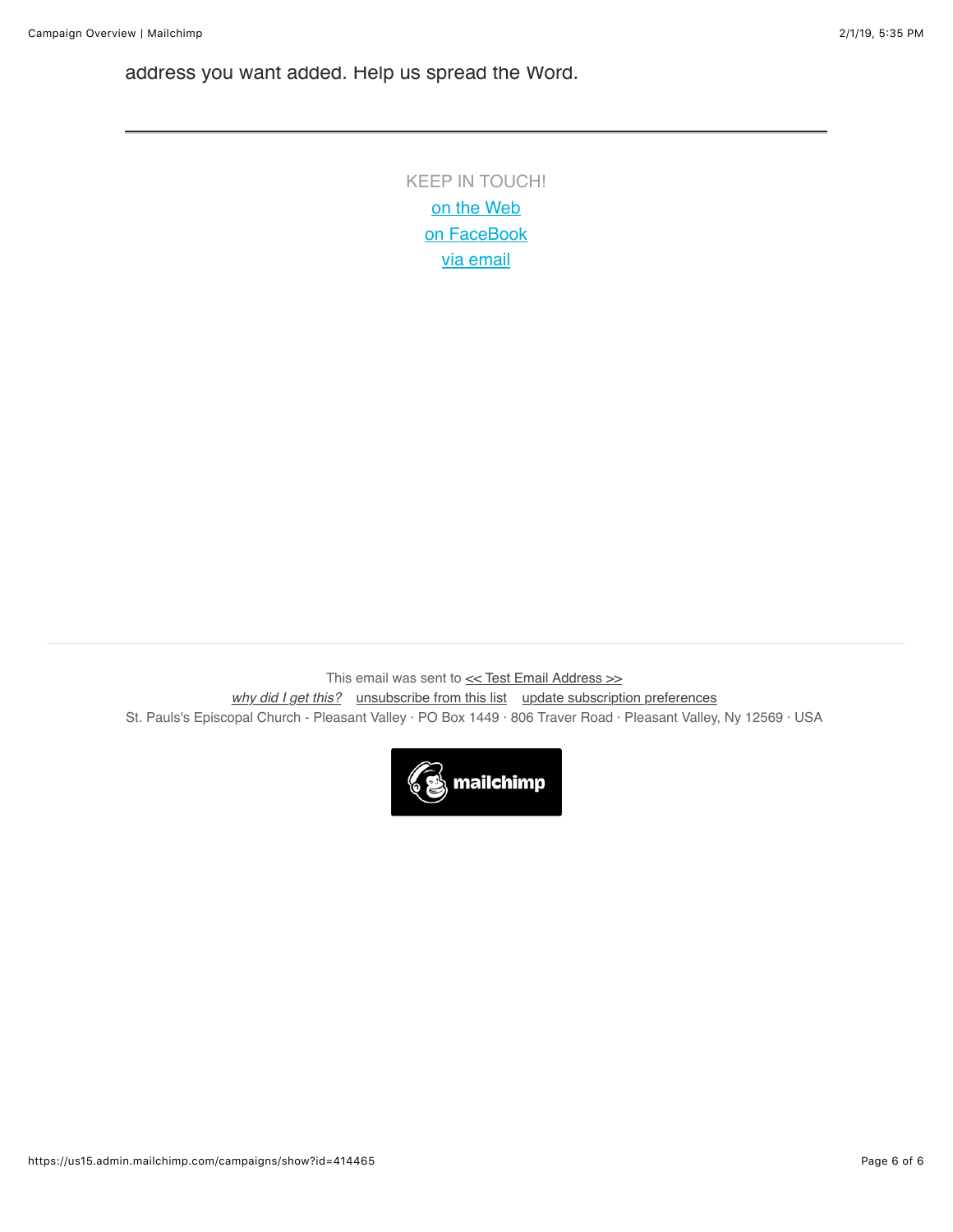address you want added. Help us spread the Word.

---

KEEP IN TOUCH!

on the Web

on FaceBook

via email

This email was sent to << Test Email Address >>

*why did I get this?* unsubscribe from this list update subscription preferences

St. Pauls's Episcopal Church - Pleasant Valley · PO Box 1449 · 806 Traver Road · Pleasant Valley, Ny 12569 · USA

mailchimp